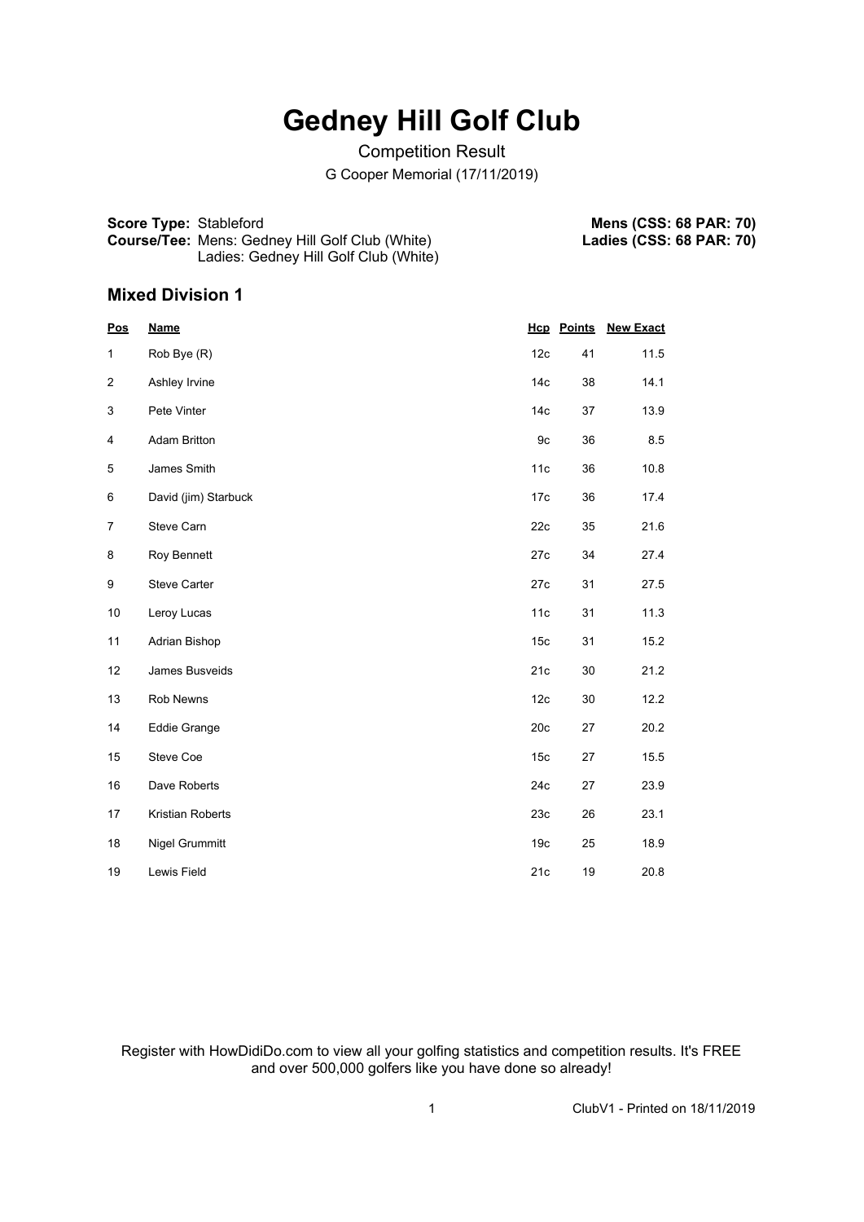# Gedney Hill Golf Club

Competition Result

G Cooper Memorial (17/11/2019)

**Score Type:** Stableford
**Course/Tee:** Mens: Gedney Hill Golf Club (White)
Ladies: Gedney Hill Golf Club (White)

**Mens (CSS: 68 PAR: 70)**
**Ladies (CSS: 68 PAR: 70)**

## Mixed Division 1

| Pos | Name | Hcp | Points | New Exact |
|---|---|---|---|---|
| 1 | Rob Bye (R) | 12c | 41 | 11.5 |
| 2 | Ashley Irvine | 14c | 38 | 14.1 |
| 3 | Pete Vinter | 14c | 37 | 13.9 |
| 4 | Adam Britton | 9c | 36 | 8.5 |
| 5 | James Smith | 11c | 36 | 10.8 |
| 6 | David (jim) Starbuck | 17c | 36 | 17.4 |
| 7 | Steve Carn | 22c | 35 | 21.6 |
| 8 | Roy Bennett | 27c | 34 | 27.4 |
| 9 | Steve Carter | 27c | 31 | 27.5 |
| 10 | Leroy Lucas | 11c | 31 | 11.3 |
| 11 | Adrian Bishop | 15c | 31 | 15.2 |
| 12 | James Busveids | 21c | 30 | 21.2 |
| 13 | Rob Newns | 12c | 30 | 12.2 |
| 14 | Eddie Grange | 20c | 27 | 20.2 |
| 15 | Steve Coe | 15c | 27 | 15.5 |
| 16 | Dave Roberts | 24c | 27 | 23.9 |
| 17 | Kristian Roberts | 23c | 26 | 23.1 |
| 18 | Nigel Grummitt | 19c | 25 | 18.9 |
| 19 | Lewis Field | 21c | 19 | 20.8 |

Register with HowDidiDo.com to view all your golfing statistics and competition results. It's FREE and over 500,000 golfers like you have done so already!

ClubV1 - Printed on 18/11/2019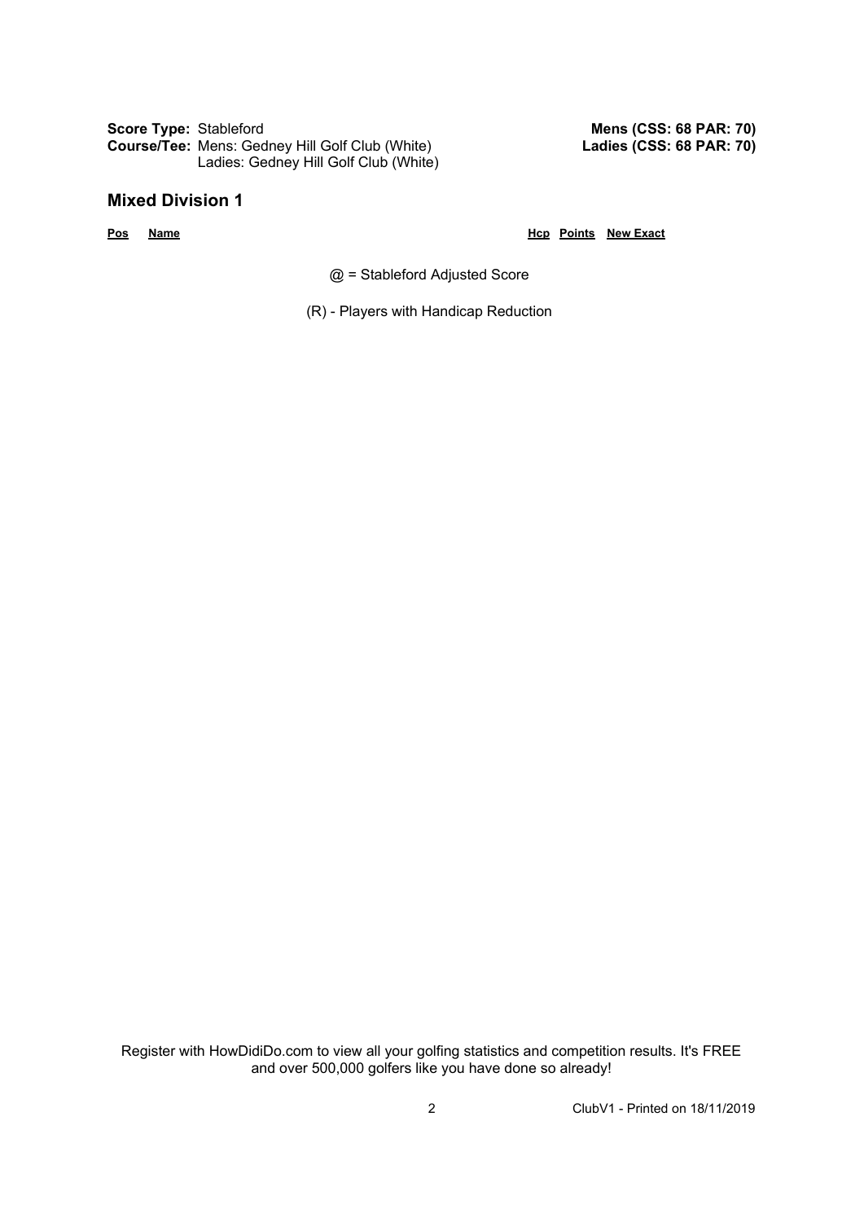**Score Type:** Stableford
**Course/Tee:** Mens: Gedney Hill Golf Club (White)
Ladies: Gedney Hill Golf Club (White)

**Mens (CSS: 68 PAR: 70)**
**Ladies (CSS: 68 PAR: 70)**

## Mixed Division 1

| Pos | Name | Hcp | Points | New Exact |
| --- | --- | --- | --- | --- |

@ = Stableford Adjusted Score

(R) - Players with Handicap Reduction

Register with HowDidiDo.com to view all your golfing statistics and competition results. It's FREE and over 500,000 golfers like you have done so already!

ClubV1 - Printed on 18/11/2019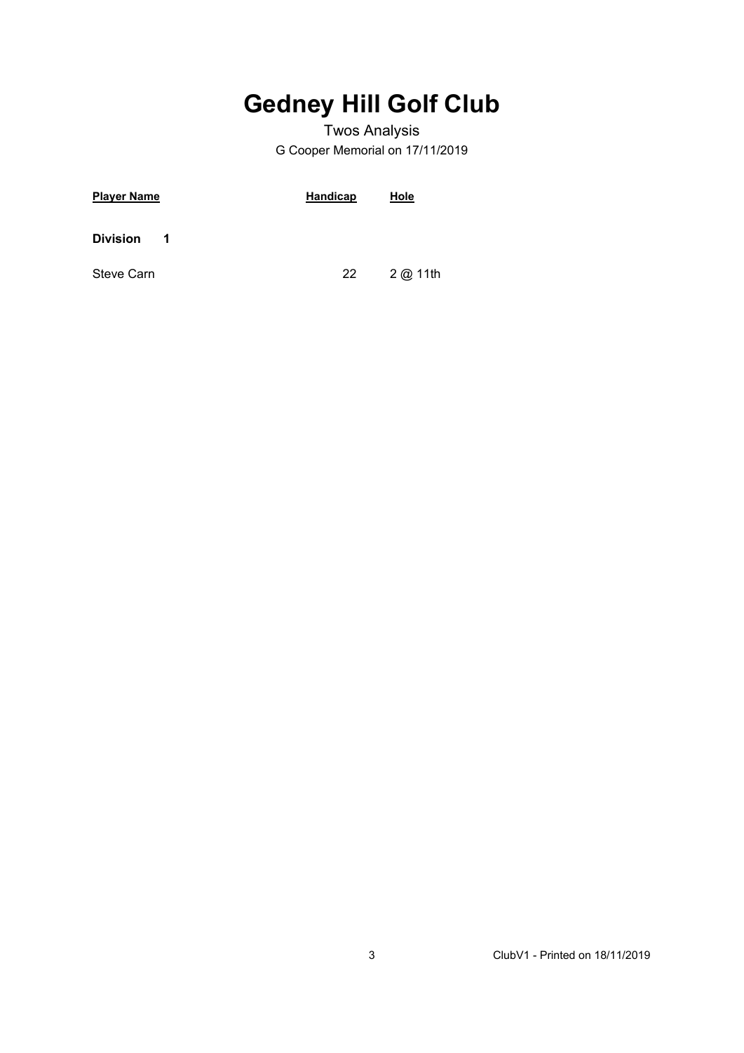# Gedney Hill Golf Club

Twos Analysis

G Cooper Memorial on 17/11/2019

| Player Name | Handicap | Hole |
|---|---|---|
| **Division 1** | | |
| Steve Carn | 22 | 2 @ 11th |

ClubV1 - Printed on 18/11/2019